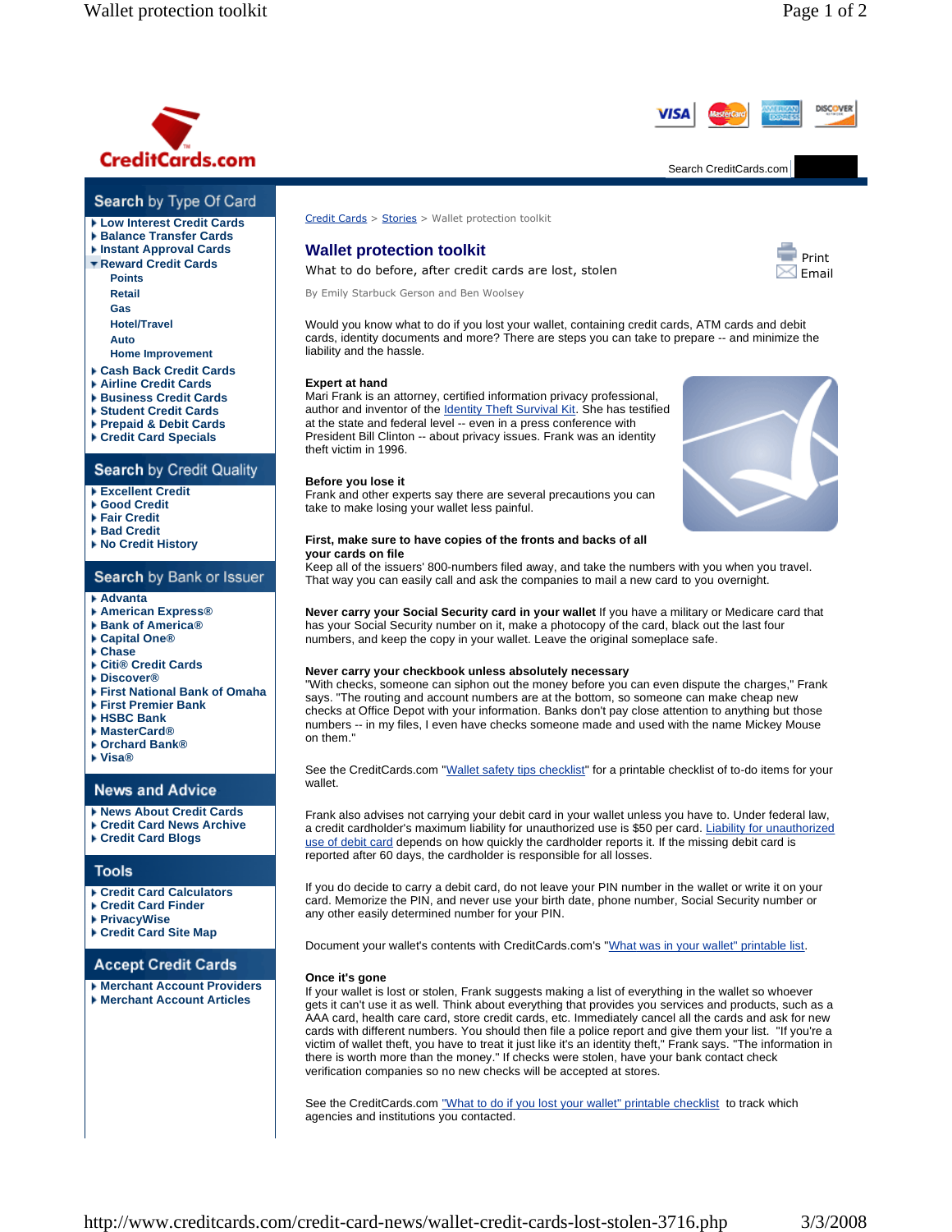CreditCards.com

Search CreditCards.com

## Search by Type Of Card

- Low Interest Credit Cards
- Balance Transfer Cards
- Instant Approval Cards
- Reward Credit Cards
  - Points
  - Retail
  - Gas
  - Hotel/Travel
  - Auto
  - Home Improvement
- Cash Back Credit Cards
- Airline Credit Cards
- Business Credit Cards
- Student Credit Cards
- Prepaid & Debit Cards
- Credit Card Specials

## Search by Credit Quality

- Excellent Credit
- Good Credit
- Fair Credit
- Bad Credit
- No Credit History

## Search by Bank or Issuer

- Advanta
- American Express®
- Bank of America®
- Capital One®
- Chase
- Citi® Credit Cards
- Discover®
- First National Bank of Omaha
- First Premier Bank
- HSBC Bank
- MasterCard®
- Orchard Bank®
- Visa®

## News and Advice

- News About Credit Cards
- Credit Card News Archive
- Credit Card Blogs

## Tools

- Credit Card Calculators
- Credit Card Finder
- PrivacyWise
- Credit Card Site Map

## Accept Credit Cards

- Merchant Account Providers
- Merchant Account Articles

Credit Cards > Stories > Wallet protection toolkit

# Wallet protection toolkit

What to do before, after credit cards are lost, stolen

Print
Email

By Emily Starbuck Gerson and Ben Woolsey

Would you know what to do if you lost your wallet, containing credit cards, ATM cards and debit cards, identity documents and more? There are steps you can take to prepare -- and minimize the liability and the hassle.

**Expert at hand**
Mari Frank is an attorney, certified information privacy professional, author and inventor of the Identity Theft Survival Kit. She has testified at the state and federal level -- even in a press conference with President Bill Clinton -- about privacy issues. Frank was an identity theft victim in 1996.

**Before you lose it**
Frank and other experts say there are several precautions you can take to make losing your wallet less painful.

**First, make sure to have copies of the fronts and backs of all your cards on file**
Keep all of the issuers' 800-numbers filed away, and take the numbers with you when you travel. That way you can easily call and ask the companies to mail a new card to you overnight.

**Never carry your Social Security card in your wallet** If you have a military or Medicare card that has your Social Security number on it, make a photocopy of the card, black out the last four numbers, and keep the copy in your wallet. Leave the original someplace safe.

**Never carry your checkbook unless absolutely necessary**
"With checks, someone can siphon out the money before you can even dispute the charges," Frank says. "The routing and account numbers are at the bottom, so someone can make cheap new checks at Office Depot with your information. Banks don't pay close attention to anything but those numbers -- in my files, I even have checks someone made and used with the name Mickey Mouse on them."

See the CreditCards.com "Wallet safety tips checklist" for a printable checklist of to-do items for your wallet.

Frank also advises not carrying your debit card in your wallet unless you have to. Under federal law, a credit cardholder's maximum liability for unauthorized use is $50 per card. Liability for unauthorized use of debit card depends on how quickly the cardholder reports it. If the missing debit card is reported after 60 days, the cardholder is responsible for all losses.

If you do decide to carry a debit card, do not leave your PIN number in the wallet or write it on your card. Memorize the PIN, and never use your birth date, phone number, Social Security number or any other easily determined number for your PIN.

Document your wallet's contents with CreditCards.com's "What was in your wallet" printable list.

**Once it's gone**
If your wallet is lost or stolen, Frank suggests making a list of everything in the wallet so whoever gets it can't use it as well. Think about everything that provides you services and products, such as a AAA card, health care card, store credit cards, etc. Immediately cancel all the cards and ask for new cards with different numbers. You should then file a police report and give them your list. "If you're a victim of wallet theft, you have to treat it just like it's an identity theft," Frank says. "The information in there is worth more than the money." If checks were stolen, have your bank contact check verification companies so no new checks will be accepted at stores.

See the CreditCards.com "What to do if you lost your wallet" printable checklist to track which agencies and institutions you contacted.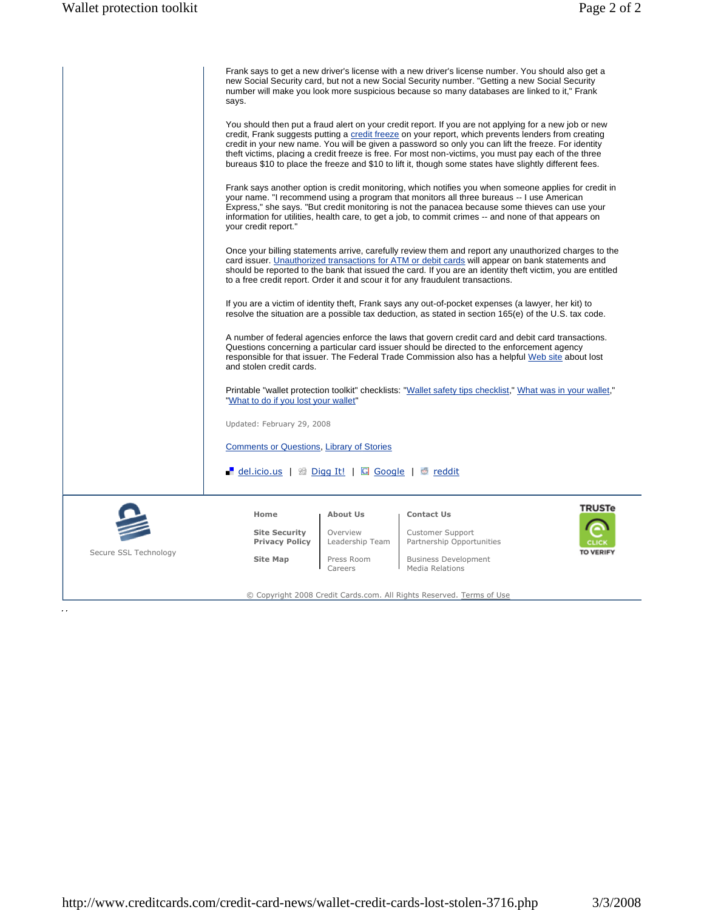Frank says to get a new driver's license with a new driver's license number. You should also get a new Social Security card, but not a new Social Security number. "Getting a new Social Security number will make you look more suspicious because so many databases are linked to it," Frank says.

You should then put a fraud alert on your credit report. If you are not applying for a new job or new credit, Frank suggests putting a credit freeze on your report, which prevents lenders from creating credit in your new name. You will be given a password so only you can lift the freeze. For identity theft victims, placing a credit freeze is free. For most non-victims, you must pay each of the three bureaus $10 to place the freeze and $10 to lift it, though some states have slightly different fees.

Frank says another option is credit monitoring, which notifies you when someone applies for credit in your name. "I recommend using a program that monitors all three bureaus -- I use American Express," she says. "But credit monitoring is not the panacea because some thieves can use your information for utilities, health care, to get a job, to commit crimes -- and none of that appears on your credit report."

Once your billing statements arrive, carefully review them and report any unauthorized charges to the card issuer. Unauthorized transactions for ATM or debit cards will appear on bank statements and should be reported to the bank that issued the card. If you are an identity theft victim, you are entitled to a free credit report. Order it and scour it for any fraudulent transactions.

If you are a victim of identity theft, Frank says any out-of-pocket expenses (a lawyer, her kit) to resolve the situation are a possible tax deduction, as stated in section 165(e) of the U.S. tax code.

A number of federal agencies enforce the laws that govern credit card and debit card transactions. Questions concerning a particular card issuer should be directed to the enforcement agency responsible for that issuer. The Federal Trade Commission also has a helpful Web site about lost and stolen credit cards.

Printable "wallet protection toolkit" checklists: "Wallet safety tips checklist," "What was in your wallet," "What to do if you lost your wallet"

Updated: February 29, 2008

Comments or Questions, Library of Stories

del.icio.us | Digg It! | Google | reddit

Secure SSL Technology

Home | About Us | Contact Us
Site Security | Overview | Customer Support
Privacy Policy | Leadership Team | Partnership Opportunities
Site Map | Press Room | Business Development
| Careers | Media Relations

TRUSTe CLICK TO VERIFY

© Copyright 2008 Credit Cards.com. All Rights Reserved. Terms of Use